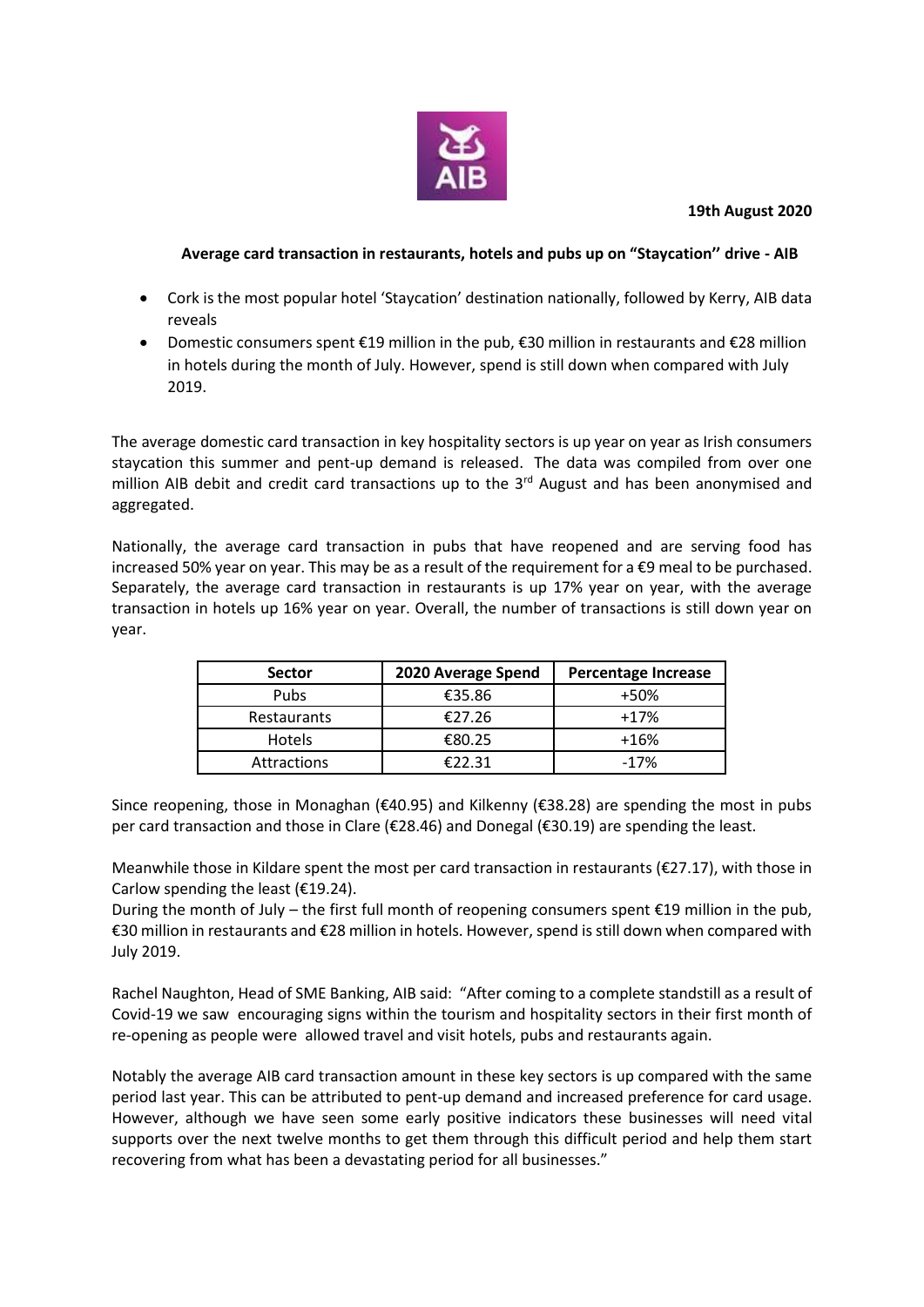**19th August 2020**

**Average card transaction in restaurants, hotels and pubs up on "Staycation" drive - AIB**

- Cork is the most popular hotel 'Staycation' destination nationally, followed by Kerry, AIB data reveals
- Domestic consumers spent €19 million in the pub, €30 million in restaurants and €28 million in hotels during the month of July. However, spend is still down when compared with July 2019.

The average domestic card transaction in key hospitality sectors is up year on year as Irish consumers staycation this summer and pent-up demand is released. The data was compiled from over one million AIB debit and credit card transactions up to the 3rd August and has been anonymised and aggregated.

Nationally, the average card transaction in pubs that have reopened and are serving food has increased 50% year on year. This may be as a result of the requirement for a €9 meal to be purchased. Separately, the average card transaction in restaurants is up 17% year on year, with the average transaction in hotels up 16% year on year. Overall, the number of transactions is still down year on year.

| Sector | 2020 Average Spend | Percentage Increase |
|---|---|---|
| Pubs | €35.86 | +50% |
| Restaurants | €27.26 | +17% |
| Hotels | €80.25 | +16% |
| Attractions | €22.31 | -17% |

Since reopening, those in Monaghan (€40.95) and Kilkenny (€38.28) are spending the most in pubs per card transaction and those in Clare (€28.46) and Donegal (€30.19) are spending the least.

Meanwhile those in Kildare spent the most per card transaction in restaurants (€27.17), with those in Carlow spending the least (€19.24).

During the month of July – the first full month of reopening consumers spent €19 million in the pub, €30 million in restaurants and €28 million in hotels. However, spend is still down when compared with July 2019.

Rachel Naughton, Head of SME Banking, AIB said: "After coming to a complete standstill as a result of Covid-19 we saw encouraging signs within the tourism and hospitality sectors in their first month of re-opening as people were allowed travel and visit hotels, pubs and restaurants again.

Notably the average AIB card transaction amount in these key sectors is up compared with the same period last year. This can be attributed to pent-up demand and increased preference for card usage. However, although we have seen some early positive indicators these businesses will need vital supports over the next twelve months to get them through this difficult period and help them start recovering from what has been a devastating period for all businesses."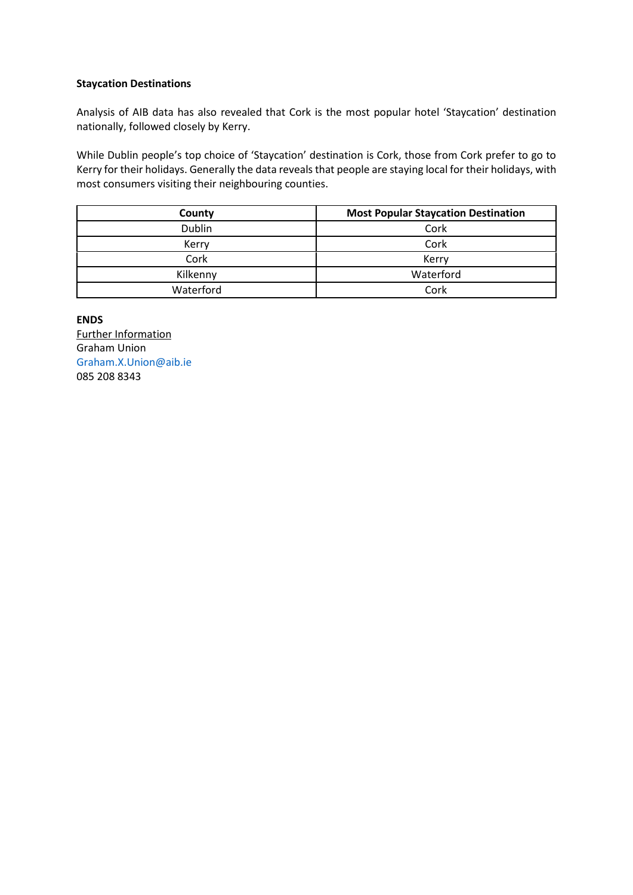**Staycation Destinations**

Analysis of AIB data has also revealed that Cork is the most popular hotel 'Staycation' destination nationally, followed closely by Kerry.

While Dublin people's top choice of 'Staycation' destination is Cork, those from Cork prefer to go to Kerry for their holidays. Generally the data reveals that people are staying local for their holidays, with most consumers visiting their neighbouring counties.

| County | Most Popular Staycation Destination |
|---|---|
| Dublin | Cork |
| Kerry | Cork |
| Cork | Kerry |
| Kilkenny | Waterford |
| Waterford | Cork |

**ENDS**

Further Information
Graham Union
Graham.X.Union@aib.ie
085 208 8343